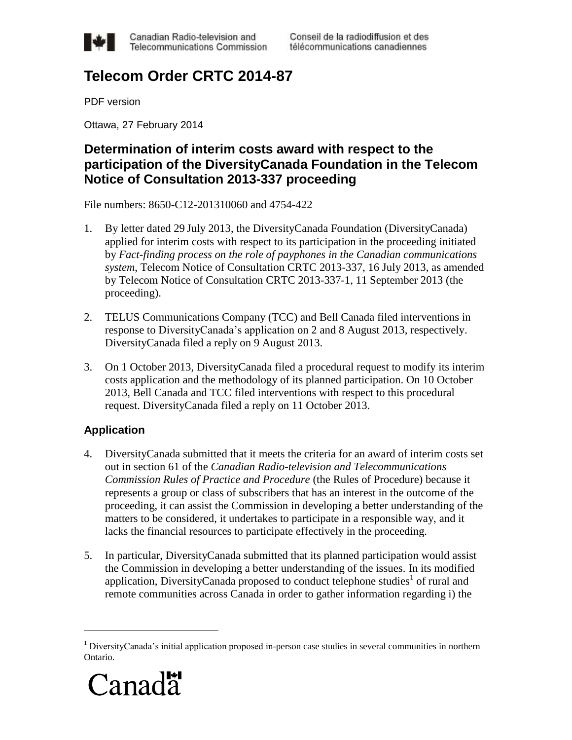Canadian Radio-television and Telecommunications Commission

Conseil de la radiodiffusion et des télécommunications canadiennes

# Telecom Order CRTC 2014-87

PDF version

Ottawa, 27 February 2014

## Determination of interim costs award with respect to the participation of the DiversityCanada Foundation in the Telecom Notice of Consultation 2013-337 proceeding

File numbers: 8650-C12-201310060 and 4754-422

1. By letter dated 29 July 2013, the DiversityCanada Foundation (DiversityCanada) applied for interim costs with respect to its participation in the proceeding initiated by *Fact-finding process on the role of payphones in the Canadian communications system*, Telecom Notice of Consultation CRTC 2013-337, 16 July 2013, as amended by Telecom Notice of Consultation CRTC 2013-337-1, 11 September 2013 (the proceeding).

2. TELUS Communications Company (TCC) and Bell Canada filed interventions in response to DiversityCanada's application on 2 and 8 August 2013, respectively. DiversityCanada filed a reply on 9 August 2013.

3. On 1 October 2013, DiversityCanada filed a procedural request to modify its interim costs application and the methodology of its planned participation. On 10 October 2013, Bell Canada and TCC filed interventions with respect to this procedural request. DiversityCanada filed a reply on 11 October 2013.

### Application

4. DiversityCanada submitted that it meets the criteria for an award of interim costs set out in section 61 of the *Canadian Radio-television and Telecommunications Commission Rules of Practice and Procedure* (the Rules of Procedure) because it represents a group or class of subscribers that has an interest in the outcome of the proceeding, it can assist the Commission in developing a better understanding of the matters to be considered, it undertakes to participate in a responsible way, and it lacks the financial resources to participate effectively in the proceeding.

5. In particular, DiversityCanada submitted that its planned participation would assist the Commission in developing a better understanding of the issues. In its modified application, DiversityCanada proposed to conduct telephone studies[1] of rural and remote communities across Canada in order to gather information regarding i) the

[1] DiversityCanada's initial application proposed in-person case studies in several communities in northern Ontario.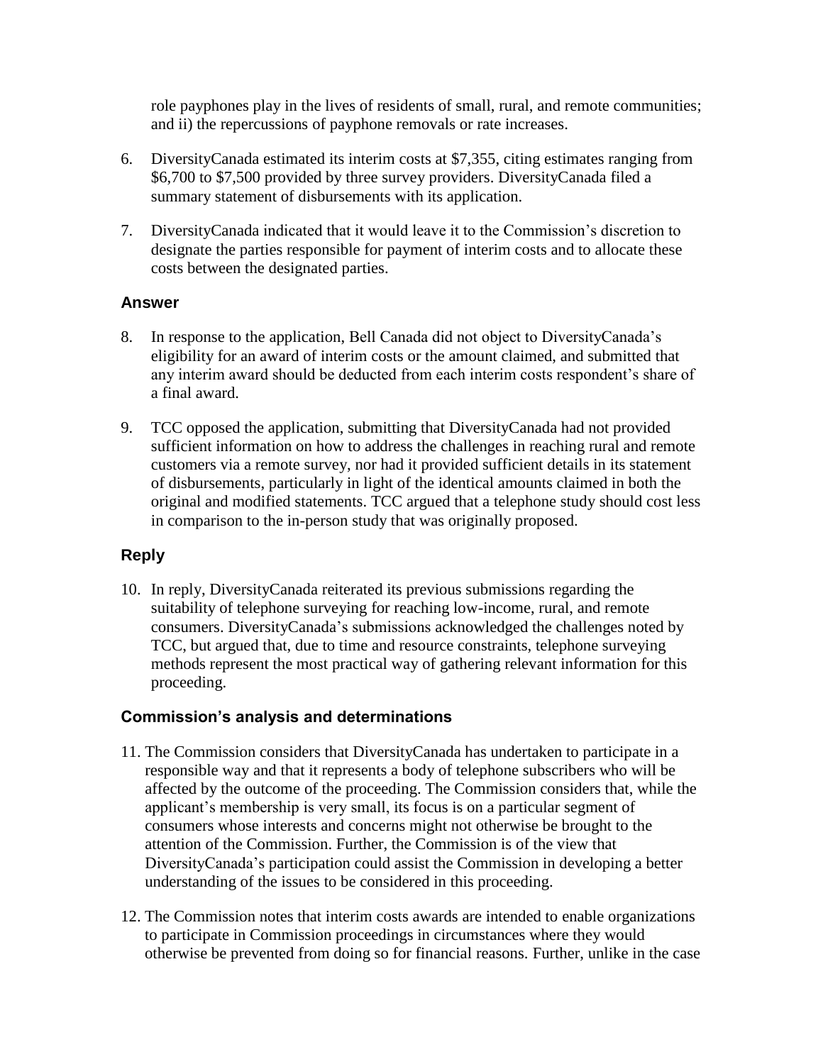role payphones play in the lives of residents of small, rural, and remote communities; and ii) the repercussions of payphone removals or rate increases.

6. DiversityCanada estimated its interim costs at $7,355, citing estimates ranging from $6,700 to $7,500 provided by three survey providers. DiversityCanada filed a summary statement of disbursements with its application.

7. DiversityCanada indicated that it would leave it to the Commission's discretion to designate the parties responsible for payment of interim costs and to allocate these costs between the designated parties.

### Answer

8. In response to the application, Bell Canada did not object to DiversityCanada's eligibility for an award of interim costs or the amount claimed, and submitted that any interim award should be deducted from each interim costs respondent's share of a final award.

9. TCC opposed the application, submitting that DiversityCanada had not provided sufficient information on how to address the challenges in reaching rural and remote customers via a remote survey, nor had it provided sufficient details in its statement of disbursements, particularly in light of the identical amounts claimed in both the original and modified statements. TCC argued that a telephone study should cost less in comparison to the in-person study that was originally proposed.

### Reply

10. In reply, DiversityCanada reiterated its previous submissions regarding the suitability of telephone surveying for reaching low-income, rural, and remote consumers. DiversityCanada's submissions acknowledged the challenges noted by TCC, but argued that, due to time and resource constraints, telephone surveying methods represent the most practical way of gathering relevant information for this proceeding.

### Commission's analysis and determinations

11. The Commission considers that DiversityCanada has undertaken to participate in a responsible way and that it represents a body of telephone subscribers who will be affected by the outcome of the proceeding. The Commission considers that, while the applicant's membership is very small, its focus is on a particular segment of consumers whose interests and concerns might not otherwise be brought to the attention of the Commission. Further, the Commission is of the view that DiversityCanada's participation could assist the Commission in developing a better understanding of the issues to be considered in this proceeding.

12. The Commission notes that interim costs awards are intended to enable organizations to participate in Commission proceedings in circumstances where they would otherwise be prevented from doing so for financial reasons. Further, unlike in the case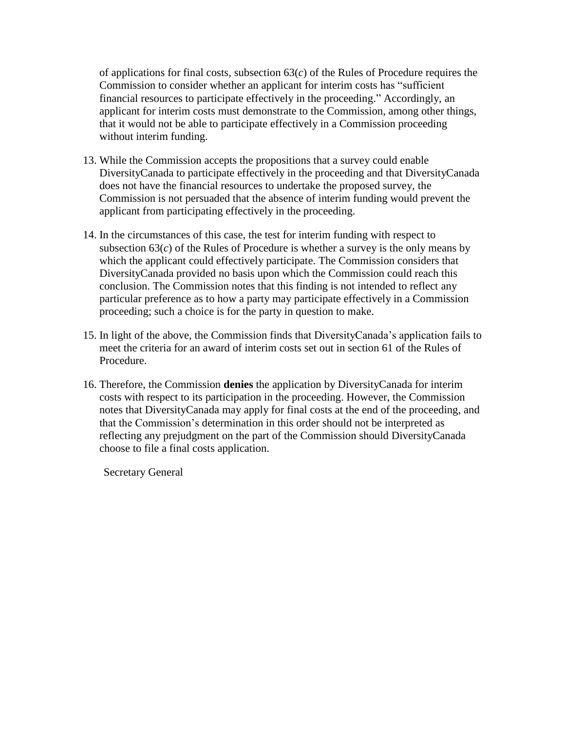of applications for final costs, subsection 63(*c*) of the Rules of Procedure requires the Commission to consider whether an applicant for interim costs has "sufficient financial resources to participate effectively in the proceeding." Accordingly, an applicant for interim costs must demonstrate to the Commission, among other things, that it would not be able to participate effectively in a Commission proceeding without interim funding.

13. While the Commission accepts the propositions that a survey could enable DiversityCanada to participate effectively in the proceeding and that DiversityCanada does not have the financial resources to undertake the proposed survey, the Commission is not persuaded that the absence of interim funding would prevent the applicant from participating effectively in the proceeding.

14. In the circumstances of this case, the test for interim funding with respect to subsection 63(*c*) of the Rules of Procedure is whether a survey is the only means by which the applicant could effectively participate. The Commission considers that DiversityCanada provided no basis upon which the Commission could reach this conclusion. The Commission notes that this finding is not intended to reflect any particular preference as to how a party may participate effectively in a Commission proceeding; such a choice is for the party in question to make.

15. In light of the above, the Commission finds that DiversityCanada's application fails to meet the criteria for an award of interim costs set out in section 61 of the Rules of Procedure.

16. Therefore, the Commission **denies** the application by DiversityCanada for interim costs with respect to its participation in the proceeding. However, the Commission notes that DiversityCanada may apply for final costs at the end of the proceeding, and that the Commission's determination in this order should not be interpreted as reflecting any prejudgment on the part of the Commission should DiversityCanada choose to file a final costs application.

Secretary General